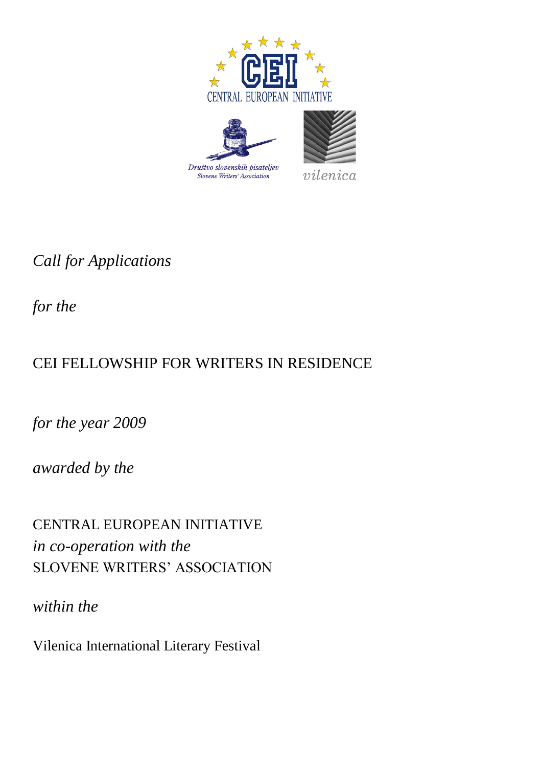CENTRAL EUROPEAN INITIATIVE

Društvo slovenskih pisateljev
Slovene Writers' Association

vilenica

*Call for Applications*

*for the*

CEI FELLOWSHIP FOR WRITERS IN RESIDENCE

*for the year 2009*

*awarded by the*

CENTRAL EUROPEAN INITIATIVE
*in co-operation with the*
SLOVENE WRITERS' ASSOCIATION

*within the*

Vilenica International Literary Festival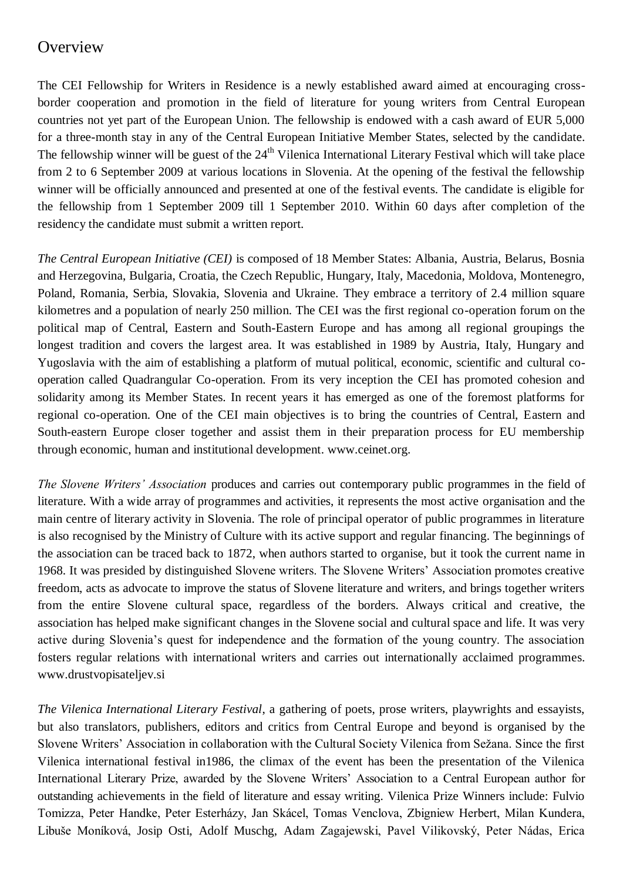# Overview

The CEI Fellowship for Writers in Residence is a newly established award aimed at encouraging cross-border cooperation and promotion in the field of literature for young writers from Central European countries not yet part of the European Union. The fellowship is endowed with a cash award of EUR 5,000 for a three-month stay in any of the Central European Initiative Member States, selected by the candidate. The fellowship winner will be guest of the 24th Vilenica International Literary Festival which will take place from 2 to 6 September 2009 at various locations in Slovenia. At the opening of the festival the fellowship winner will be officially announced and presented at one of the festival events. The candidate is eligible for the fellowship from 1 September 2009 till 1 September 2010. Within 60 days after completion of the residency the candidate must submit a written report.

*The Central European Initiative (CEI)* is composed of 18 Member States: Albania, Austria, Belarus, Bosnia and Herzegovina, Bulgaria, Croatia, the Czech Republic, Hungary, Italy, Macedonia, Moldova, Montenegro, Poland, Romania, Serbia, Slovakia, Slovenia and Ukraine. They embrace a territory of 2.4 million square kilometres and a population of nearly 250 million. The CEI was the first regional co-operation forum on the political map of Central, Eastern and South-Eastern Europe and has among all regional groupings the longest tradition and covers the largest area. It was established in 1989 by Austria, Italy, Hungary and Yugoslavia with the aim of establishing a platform of mutual political, economic, scientific and cultural co-operation called Quadrangular Co-operation. From its very inception the CEI has promoted cohesion and solidarity among its Member States. In recent years it has emerged as one of the foremost platforms for regional co-operation. One of the CEI main objectives is to bring the countries of Central, Eastern and South-eastern Europe closer together and assist them in their preparation process for EU membership through economic, human and institutional development. www.ceinet.org.

*The Slovene Writers' Association* produces and carries out contemporary public programmes in the field of literature. With a wide array of programmes and activities, it represents the most active organisation and the main centre of literary activity in Slovenia. The role of principal operator of public programmes in literature is also recognised by the Ministry of Culture with its active support and regular financing. The beginnings of the association can be traced back to 1872, when authors started to organise, but it took the current name in 1968. It was presided by distinguished Slovene writers. The Slovene Writers' Association promotes creative freedom, acts as advocate to improve the status of Slovene literature and writers, and brings together writers from the entire Slovene cultural space, regardless of the borders. Always critical and creative, the association has helped make significant changes in the Slovene social and cultural space and life. It was very active during Slovenia's quest for independence and the formation of the young country. The association fosters regular relations with international writers and carries out internationally acclaimed programmes. www.drustvopisateljev.si

*The Vilenica International Literary Festival*, a gathering of poets, prose writers, playwrights and essayists, but also translators, publishers, editors and critics from Central Europe and beyond is organised by the Slovene Writers' Association in collaboration with the Cultural Society Vilenica from Sežana. Since the first Vilenica international festival in1986, the climax of the event has been the presentation of the Vilenica International Literary Prize, awarded by the Slovene Writers' Association to a Central European author for outstanding achievements in the field of literature and essay writing. Vilenica Prize Winners include: Fulvio Tomizza, Peter Handke, Peter Esterházy, Jan Skácel, Tomas Venclova, Zbigniew Herbert, Milan Kundera, Libuše Moníková, Josip Osti, Adolf Muschg, Adam Zagajewski, Pavel Vilikovský, Peter Nádas, Erica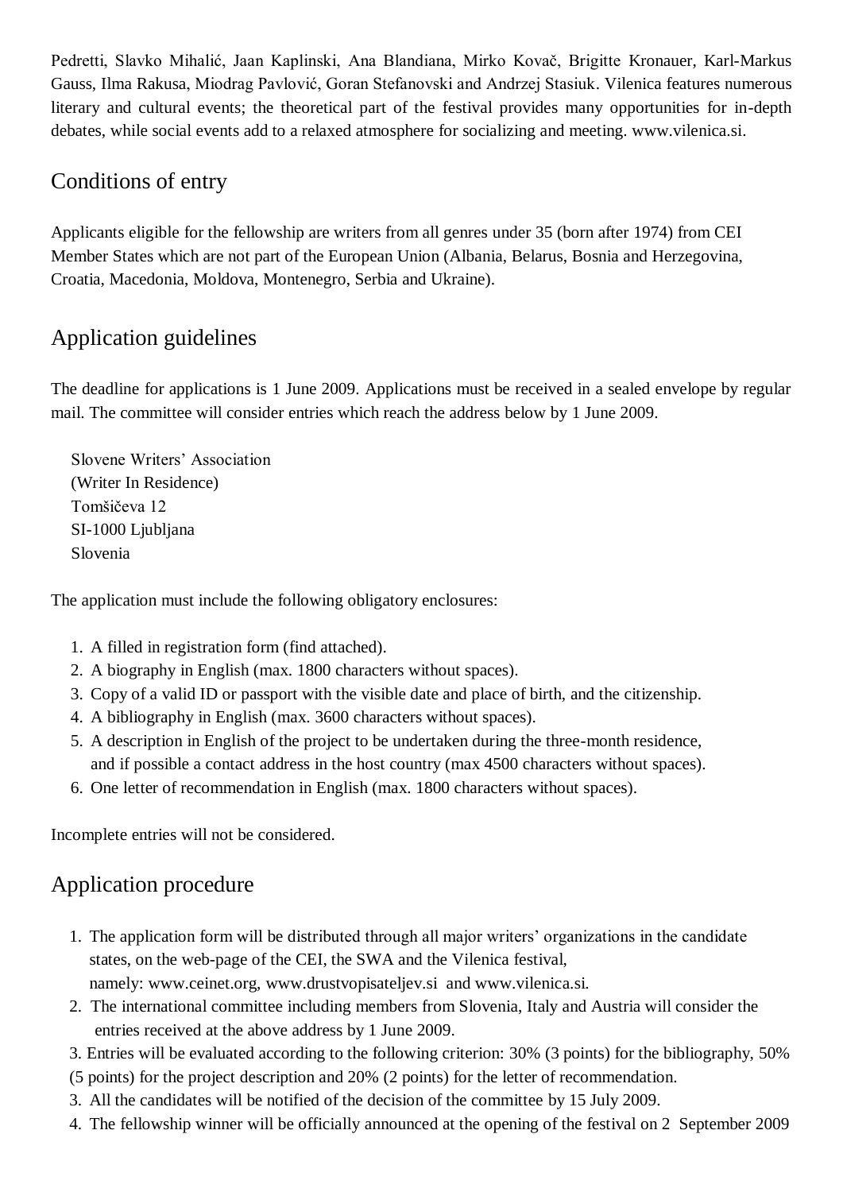Pedretti, Slavko Mihalić, Jaan Kaplinski, Ana Blandiana, Mirko Kovač, Brigitte Kronauer, Karl-Markus Gauss, Ilma Rakusa, Miodrag Pavlović, Goran Stefanovski and Andrzej Stasiuk. Vilenica features numerous literary and cultural events; the theoretical part of the festival provides many opportunities for in-depth debates, while social events add to a relaxed atmosphere for socializing and meeting. www.vilenica.si.

## Conditions of entry

Applicants eligible for the fellowship are writers from all genres under 35 (born after 1974) from CEI Member States which are not part of the European Union (Albania, Belarus, Bosnia and Herzegovina, Croatia, Macedonia, Moldova, Montenegro, Serbia and Ukraine).

## Application guidelines

The deadline for applications is 1 June 2009. Applications must be received in a sealed envelope by regular mail. The committee will consider entries which reach the address below by 1 June 2009.

Slovene Writers' Association  
(Writer In Residence)  
Tomšičeva 12  
SI-1000 Ljubljana  
Slovenia

The application must include the following obligatory enclosures:

1. A filled in registration form (find attached).
2. A biography in English (max. 1800 characters without spaces).
3. Copy of a valid ID or passport with the visible date and place of birth, and the citizenship.
4. A bibliography in English (max. 3600 characters without spaces).
5. A description in English of the project to be undertaken during the three-month residence, and if possible a contact address in the host country (max 4500 characters without spaces).
6. One letter of recommendation in English (max. 1800 characters without spaces).

Incomplete entries will not be considered.

## Application procedure

1. The application form will be distributed through all major writers' organizations in the candidate states, on the web-page of the CEI, the SWA and the Vilenica festival, namely: www.ceinet.org, www.drustvopisateljev.si and www.vilenica.si.
2. The international committee including members from Slovenia, Italy and Austria will consider the entries received at the above address by 1 June 2009.

3\. Entries will be evaluated according to the following criterion: 30% (3 points) for the bibliography, 50% (5 points) for the project description and 20% (2 points) for the letter of recommendation.

3\. All the candidates will be notified of the decision of the committee by 15 July 2009.

4\. The fellowship winner will be officially announced at the opening of the festival on 2 September 2009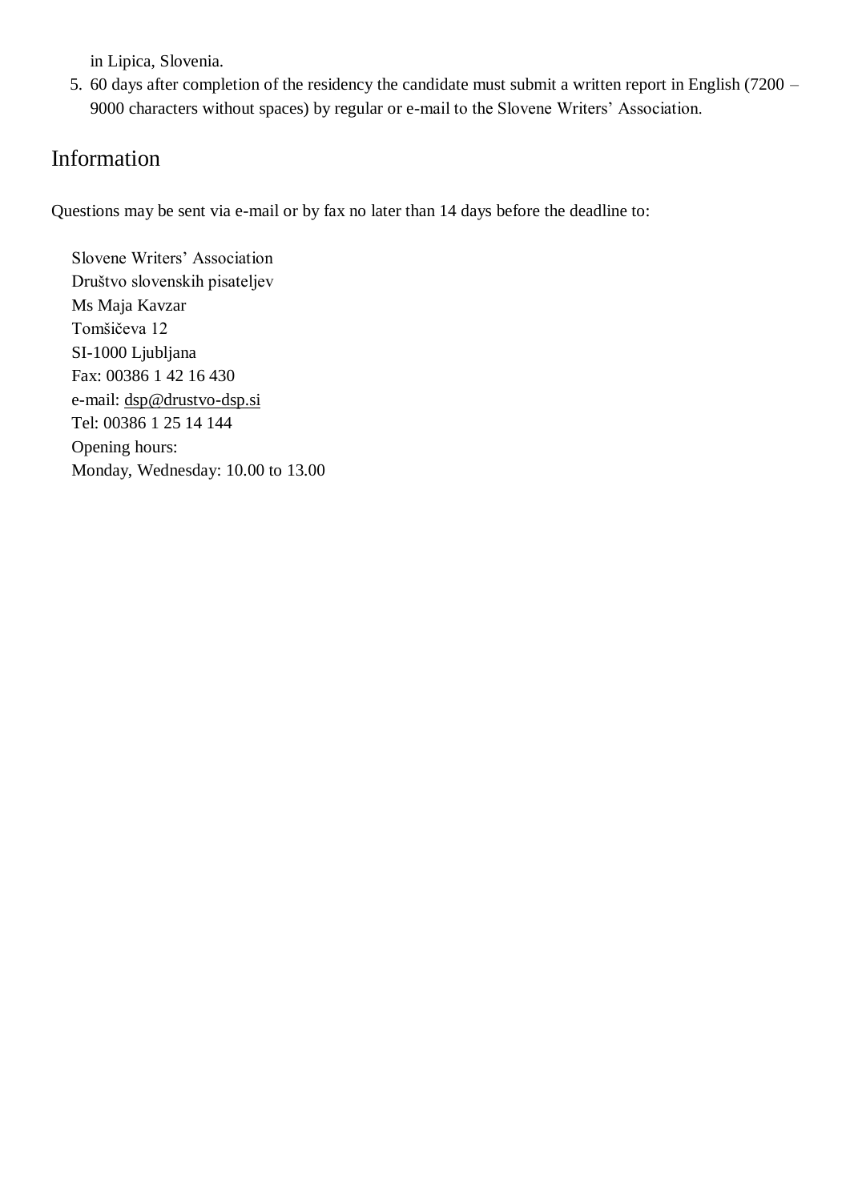in Lipica, Slovenia.

5. 60 days after completion of the residency the candidate must submit a written report in English (7200 – 9000 characters without spaces) by regular or e-mail to the Slovene Writers' Association.

## Information

Questions may be sent via e-mail or by fax no later than 14 days before the deadline to:

Slovene Writers' Association
Društvo slovenskih pisateljev
Ms Maja Kavzar
Tomšičeva 12
SI-1000 Ljubljana
Fax: 00386 1 42 16 430
e-mail: dsp@drustvo-dsp.si
Tel: 00386 1 25 14 144
Opening hours:
Monday, Wednesday: 10.00 to 13.00